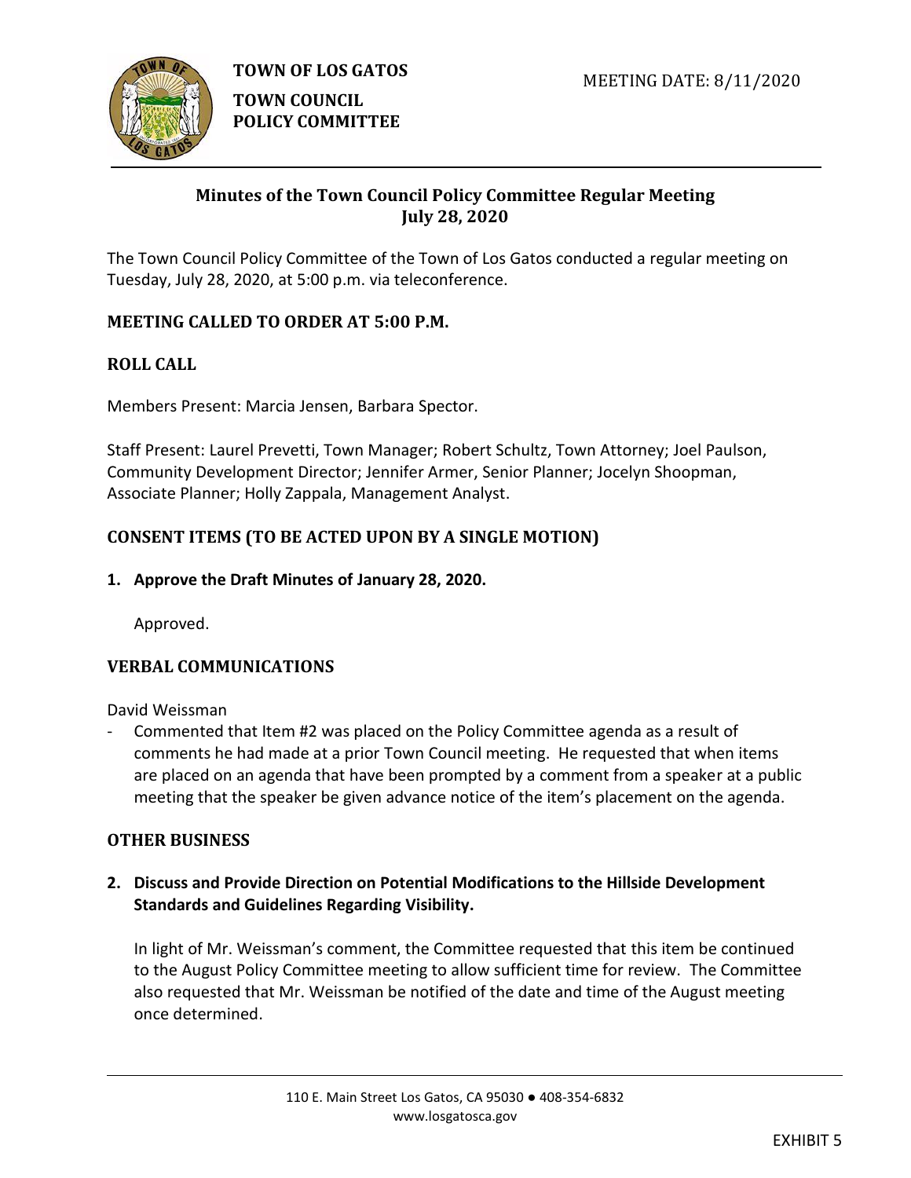**TOWN OF LOS GATOS**

**TOWN COUNCIL POLICY COMMITTEE**

MEETING DATE: 8/11/2020

## Minutes of the Town Council Policy Committee Regular Meeting July 28, 2020

The Town Council Policy Committee of the Town of Los Gatos conducted a regular meeting on Tuesday, July 28, 2020, at 5:00 p.m. via teleconference.

### MEETING CALLED TO ORDER AT 5:00 P.M.

### ROLL CALL

Members Present: Marcia Jensen, Barbara Spector.

Staff Present: Laurel Prevetti, Town Manager; Robert Schultz, Town Attorney; Joel Paulson, Community Development Director; Jennifer Armer, Senior Planner; Jocelyn Shoopman, Associate Planner; Holly Zappala, Management Analyst.

### CONSENT ITEMS (TO BE ACTED UPON BY A SINGLE MOTION)

**1. Approve the Draft Minutes of January 28, 2020.**

Approved.

### VERBAL COMMUNICATIONS

David Weissman

- Commented that Item #2 was placed on the Policy Committee agenda as a result of comments he had made at a prior Town Council meeting. He requested that when items are placed on an agenda that have been prompted by a comment from a speaker at a public meeting that the speaker be given advance notice of the item's placement on the agenda.

### OTHER BUSINESS

**2. Discuss and Provide Direction on Potential Modifications to the Hillside Development Standards and Guidelines Regarding Visibility.**

In light of Mr. Weissman's comment, the Committee requested that this item be continued to the August Policy Committee meeting to allow sufficient time for review. The Committee also requested that Mr. Weissman be notified of the date and time of the August meeting once determined.

110 E. Main Street Los Gatos, CA 95030 ● 408-354-6832
www.losgatosca.gov

EXHIBIT 5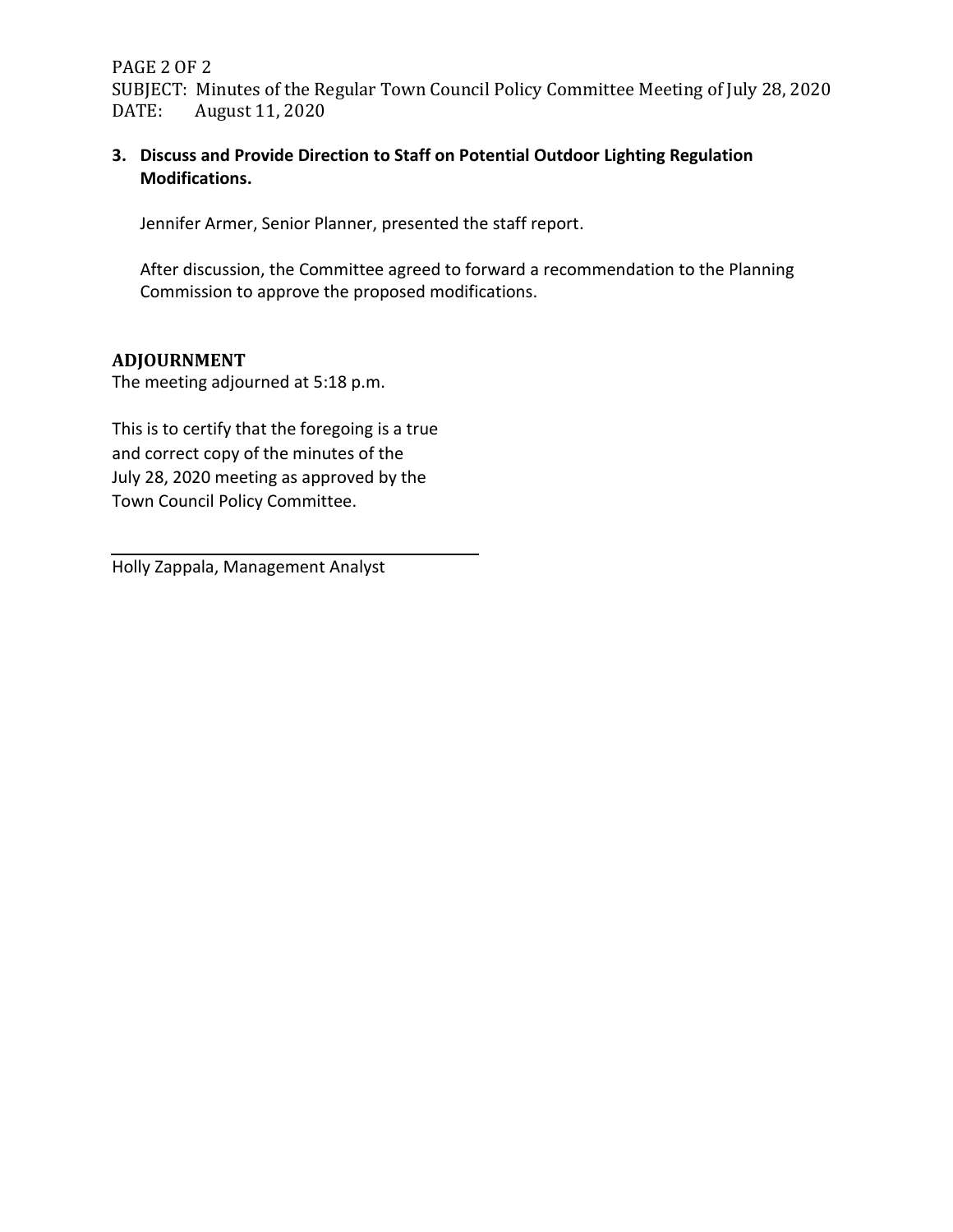**3. Discuss and Provide Direction to Staff on Potential Outdoor Lighting Regulation Modifications.**

Jennifer Armer, Senior Planner, presented the staff report.

After discussion, the Committee agreed to forward a recommendation to the Planning Commission to approve the proposed modifications.

## ADJOURNMENT

The meeting adjourned at 5:18 p.m.

This is to certify that the foregoing is a true and correct copy of the minutes of the July 28, 2020 meeting as approved by the Town Council Policy Committee.

\_\_\_\_\_\_\_\_\_\_\_\_\_\_\_\_\_\_\_\_\_\_\_\_\_\_\_\_\_\_\_\_\_\_\_\_\_\_\_\_

Holly Zappala, Management Analyst